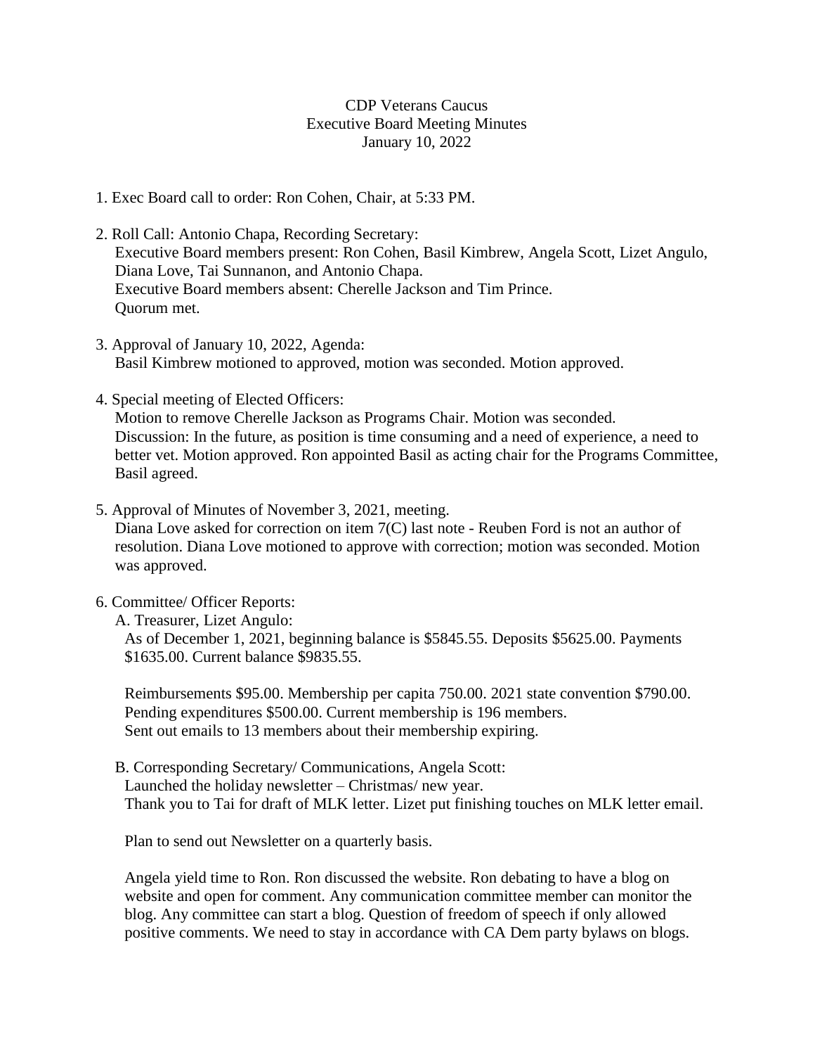CDP Veterans Caucus
Executive Board Meeting Minutes
January 10, 2022

1. Exec Board call to order: Ron Cohen, Chair, at 5:33 PM.

2. Roll Call: Antonio Chapa, Recording Secretary:
   Executive Board members present: Ron Cohen, Basil Kimbrew, Angela Scott, Lizet Angulo, Diana Love, Tai Sunnanon, and Antonio Chapa.
   Executive Board members absent: Cherelle Jackson and Tim Prince.
   Quorum met.

3. Approval of January 10, 2022, Agenda:
   Basil Kimbrew motioned to approved, motion was seconded. Motion approved.

4. Special meeting of Elected Officers:
   Motion to remove Cherelle Jackson as Programs Chair. Motion was seconded.
   Discussion: In the future, as position is time consuming and a need of experience, a need to better vet. Motion approved. Ron appointed Basil as acting chair for the Programs Committee, Basil agreed.

5. Approval of Minutes of November 3, 2021, meeting.
   Diana Love asked for correction on item 7(C) last note - Reuben Ford is not an author of resolution. Diana Love motioned to approve with correction; motion was seconded. Motion was approved.

6. Committee/ Officer Reports:

   A. Treasurer, Lizet Angulo:
   As of December 1, 2021, beginning balance is $5845.55. Deposits $5625.00. Payments $1635.00. Current balance $9835.55.

   Reimbursements $95.00. Membership per capita 750.00. 2021 state convention $790.00. Pending expenditures $500.00. Current membership is 196 members.
   Sent out emails to 13 members about their membership expiring.

   B. Corresponding Secretary/ Communications, Angela Scott:
   Launched the holiday newsletter – Christmas/ new year.
   Thank you to Tai for draft of MLK letter. Lizet put finishing touches on MLK letter email.

   Plan to send out Newsletter on a quarterly basis.

   Angela yield time to Ron. Ron discussed the website. Ron debating to have a blog on website and open for comment. Any communication committee member can monitor the blog. Any committee can start a blog. Question of freedom of speech if only allowed positive comments. We need to stay in accordance with CA Dem party bylaws on blogs.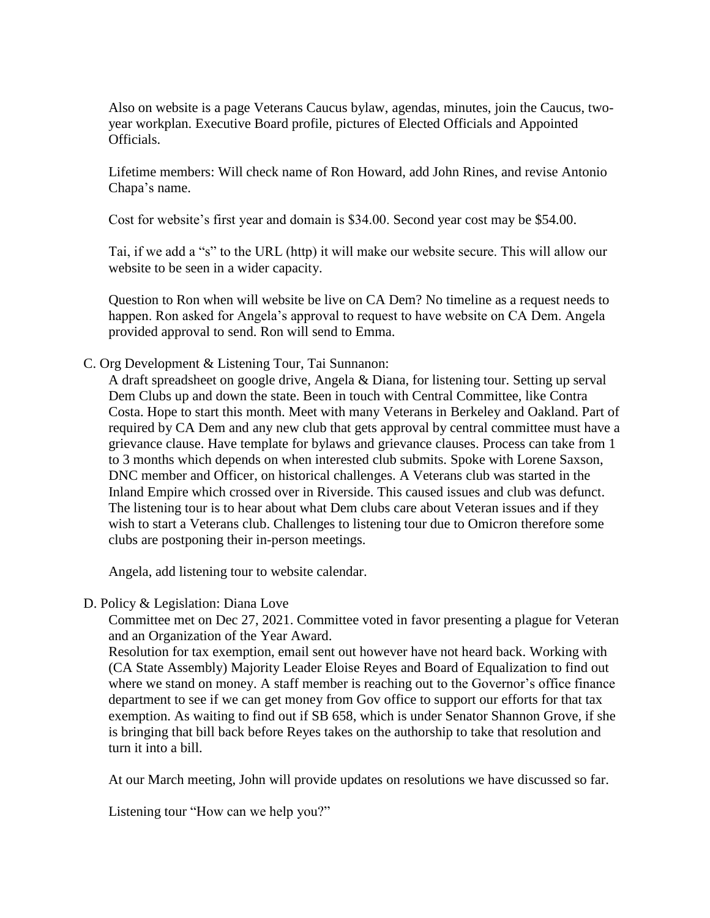Also on website is a page Veterans Caucus bylaw, agendas, minutes, join the Caucus, two-year workplan. Executive Board profile, pictures of Elected Officials and Appointed Officials.

Lifetime members: Will check name of Ron Howard, add John Rines, and revise Antonio Chapa's name.

Cost for website's first year and domain is $34.00. Second year cost may be $54.00.

Tai, if we add a "s" to the URL (http) it will make our website secure. This will allow our website to be seen in a wider capacity.

Question to Ron when will website be live on CA Dem? No timeline as a request needs to happen. Ron asked for Angela's approval to request to have website on CA Dem. Angela provided approval to send. Ron will send to Emma.

C. Org Development & Listening Tour, Tai Sunnanon:

A draft spreadsheet on google drive, Angela & Diana, for listening tour. Setting up serval Dem Clubs up and down the state. Been in touch with Central Committee, like Contra Costa. Hope to start this month. Meet with many Veterans in Berkeley and Oakland. Part of required by CA Dem and any new club that gets approval by central committee must have a grievance clause. Have template for bylaws and grievance clauses. Process can take from 1 to 3 months which depends on when interested club submits. Spoke with Lorene Saxson, DNC member and Officer, on historical challenges. A Veterans club was started in the Inland Empire which crossed over in Riverside. This caused issues and club was defunct. The listening tour is to hear about what Dem clubs care about Veteran issues and if they wish to start a Veterans club. Challenges to listening tour due to Omicron therefore some clubs are postponing their in-person meetings.

Angela, add listening tour to website calendar.

D. Policy & Legislation: Diana Love

Committee met on Dec 27, 2021. Committee voted in favor presenting a plague for Veteran and an Organization of the Year Award.

Resolution for tax exemption, email sent out however have not heard back. Working with (CA State Assembly) Majority Leader Eloise Reyes and Board of Equalization to find out where we stand on money. A staff member is reaching out to the Governor's office finance department to see if we can get money from Gov office to support our efforts for that tax exemption. As waiting to find out if SB 658, which is under Senator Shannon Grove, if she is bringing that bill back before Reyes takes on the authorship to take that resolution and turn it into a bill.

At our March meeting, John will provide updates on resolutions we have discussed so far.

Listening tour "How can we help you?"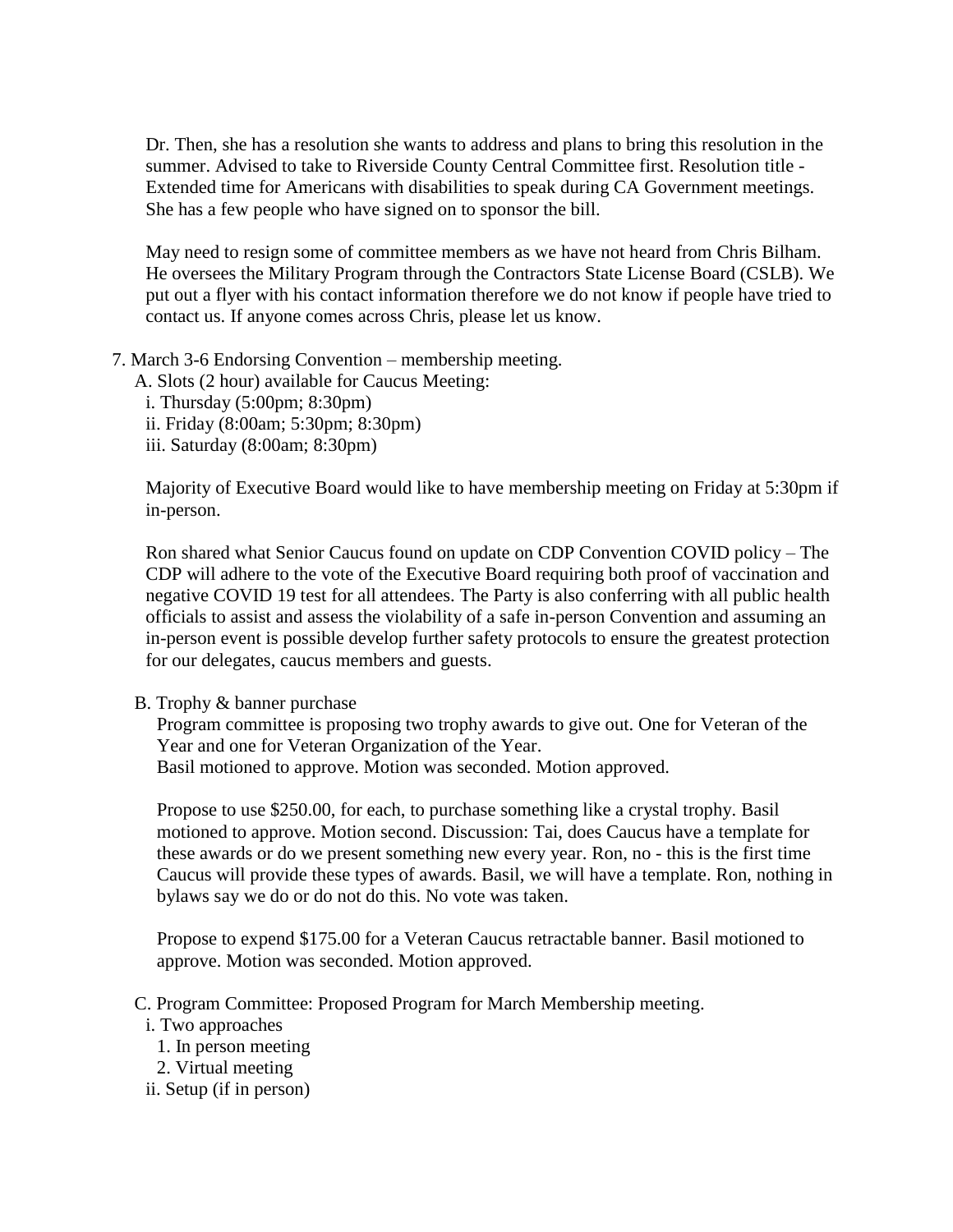Dr. Then, she has a resolution she wants to address and plans to bring this resolution in the summer. Advised to take to Riverside County Central Committee first. Resolution title - Extended time for Americans with disabilities to speak during CA Government meetings. She has a few people who have signed on to sponsor the bill.

May need to resign some of committee members as we have not heard from Chris Bilham. He oversees the Military Program through the Contractors State License Board (CSLB). We put out a flyer with his contact information therefore we do not know if people have tried to contact us. If anyone comes across Chris, please let us know.

7. March 3-6 Endorsing Convention – membership meeting.
   A. Slots (2 hour) available for Caucus Meeting:
      i. Thursday (5:00pm; 8:30pm)
      ii. Friday (8:00am; 5:30pm; 8:30pm)
      iii. Saturday (8:00am; 8:30pm)

   Majority of Executive Board would like to have membership meeting on Friday at 5:30pm if in-person.

   Ron shared what Senior Caucus found on update on CDP Convention COVID policy – The CDP will adhere to the vote of the Executive Board requiring both proof of vaccination and negative COVID 19 test for all attendees. The Party is also conferring with all public health officials to assist and assess the violability of a safe in-person Convention and assuming an in-person event is possible develop further safety protocols to ensure the greatest protection for our delegates, caucus members and guests.

   B. Trophy & banner purchase
      Program committee is proposing two trophy awards to give out. One for Veteran of the Year and one for Veteran Organization of the Year.
      Basil motioned to approve. Motion was seconded. Motion approved.

      Propose to use $250.00, for each, to purchase something like a crystal trophy. Basil motioned to approve. Motion second. Discussion: Tai, does Caucus have a template for these awards or do we present something new every year. Ron, no - this is the first time Caucus will provide these types of awards. Basil, we will have a template. Ron, nothing in bylaws say we do or do not do this. No vote was taken.

      Propose to expend $175.00 for a Veteran Caucus retractable banner. Basil motioned to approve. Motion was seconded. Motion approved.

   C. Program Committee: Proposed Program for March Membership meeting.
      i. Two approaches
         1. In person meeting
         2. Virtual meeting
      ii. Setup (if in person)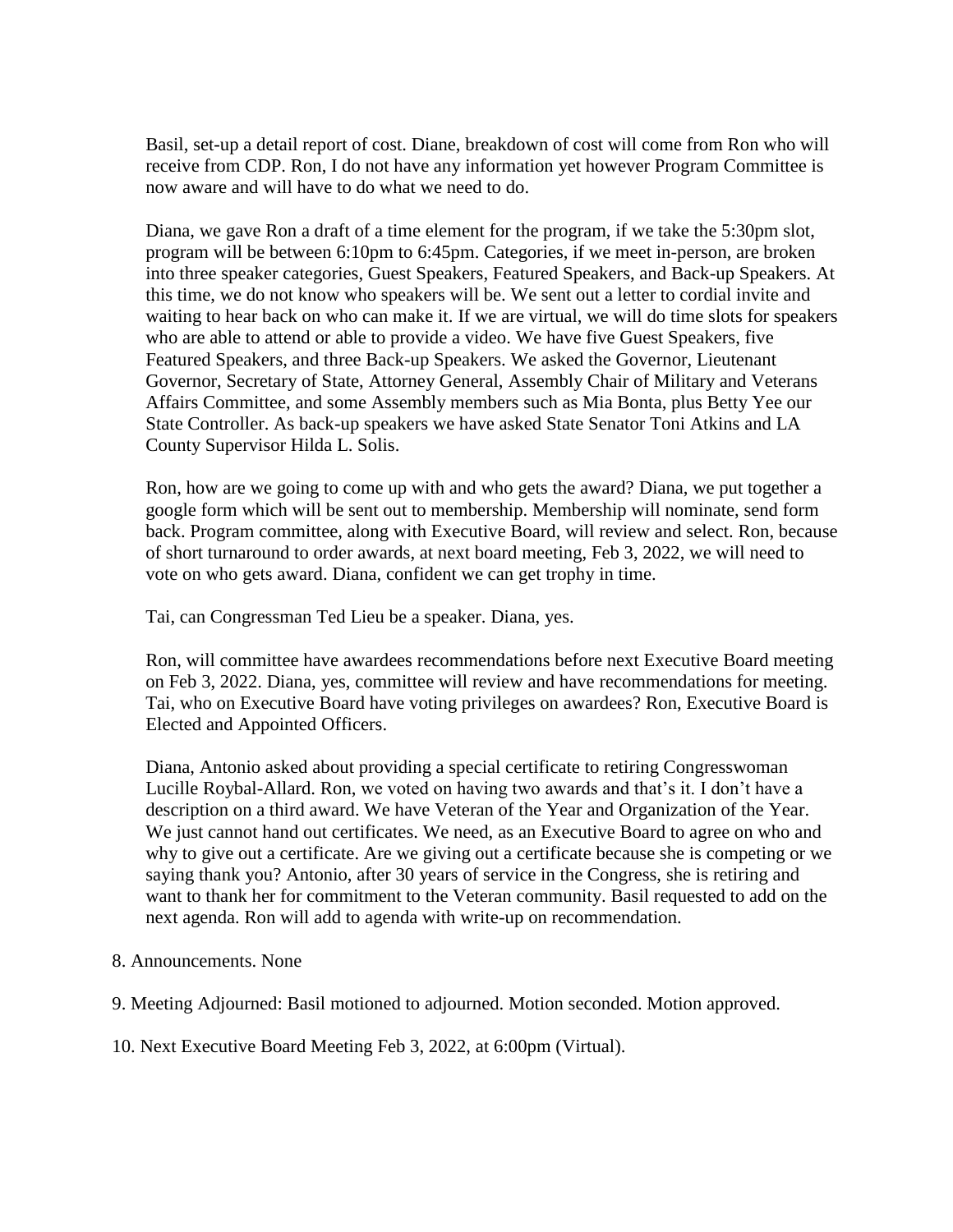Basil, set-up a detail report of cost. Diane, breakdown of cost will come from Ron who will receive from CDP. Ron, I do not have any information yet however Program Committee is now aware and will have to do what we need to do.

Diana, we gave Ron a draft of a time element for the program, if we take the 5:30pm slot, program will be between 6:10pm to 6:45pm. Categories, if we meet in-person, are broken into three speaker categories, Guest Speakers, Featured Speakers, and Back-up Speakers. At this time, we do not know who speakers will be. We sent out a letter to cordial invite and waiting to hear back on who can make it. If we are virtual, we will do time slots for speakers who are able to attend or able to provide a video. We have five Guest Speakers, five Featured Speakers, and three Back-up Speakers. We asked the Governor, Lieutenant Governor, Secretary of State, Attorney General, Assembly Chair of Military and Veterans Affairs Committee, and some Assembly members such as Mia Bonta, plus Betty Yee our State Controller. As back-up speakers we have asked State Senator Toni Atkins and LA County Supervisor Hilda L. Solis.

Ron, how are we going to come up with and who gets the award? Diana, we put together a google form which will be sent out to membership. Membership will nominate, send form back. Program committee, along with Executive Board, will review and select. Ron, because of short turnaround to order awards, at next board meeting, Feb 3, 2022, we will need to vote on who gets award. Diana, confident we can get trophy in time.

Tai, can Congressman Ted Lieu be a speaker. Diana, yes.

Ron, will committee have awardees recommendations before next Executive Board meeting on Feb 3, 2022. Diana, yes, committee will review and have recommendations for meeting. Tai, who on Executive Board have voting privileges on awardees? Ron, Executive Board is Elected and Appointed Officers.

Diana, Antonio asked about providing a special certificate to retiring Congresswoman Lucille Roybal-Allard. Ron, we voted on having two awards and that's it. I don't have a description on a third award. We have Veteran of the Year and Organization of the Year. We just cannot hand out certificates. We need, as an Executive Board to agree on who and why to give out a certificate. Are we giving out a certificate because she is competing or we saying thank you? Antonio, after 30 years of service in the Congress, she is retiring and want to thank her for commitment to the Veteran community. Basil requested to add on the next agenda. Ron will add to agenda with write-up on recommendation.

8. Announcements. None

9. Meeting Adjourned: Basil motioned to adjourned. Motion seconded. Motion approved.

10. Next Executive Board Meeting Feb 3, 2022, at 6:00pm (Virtual).